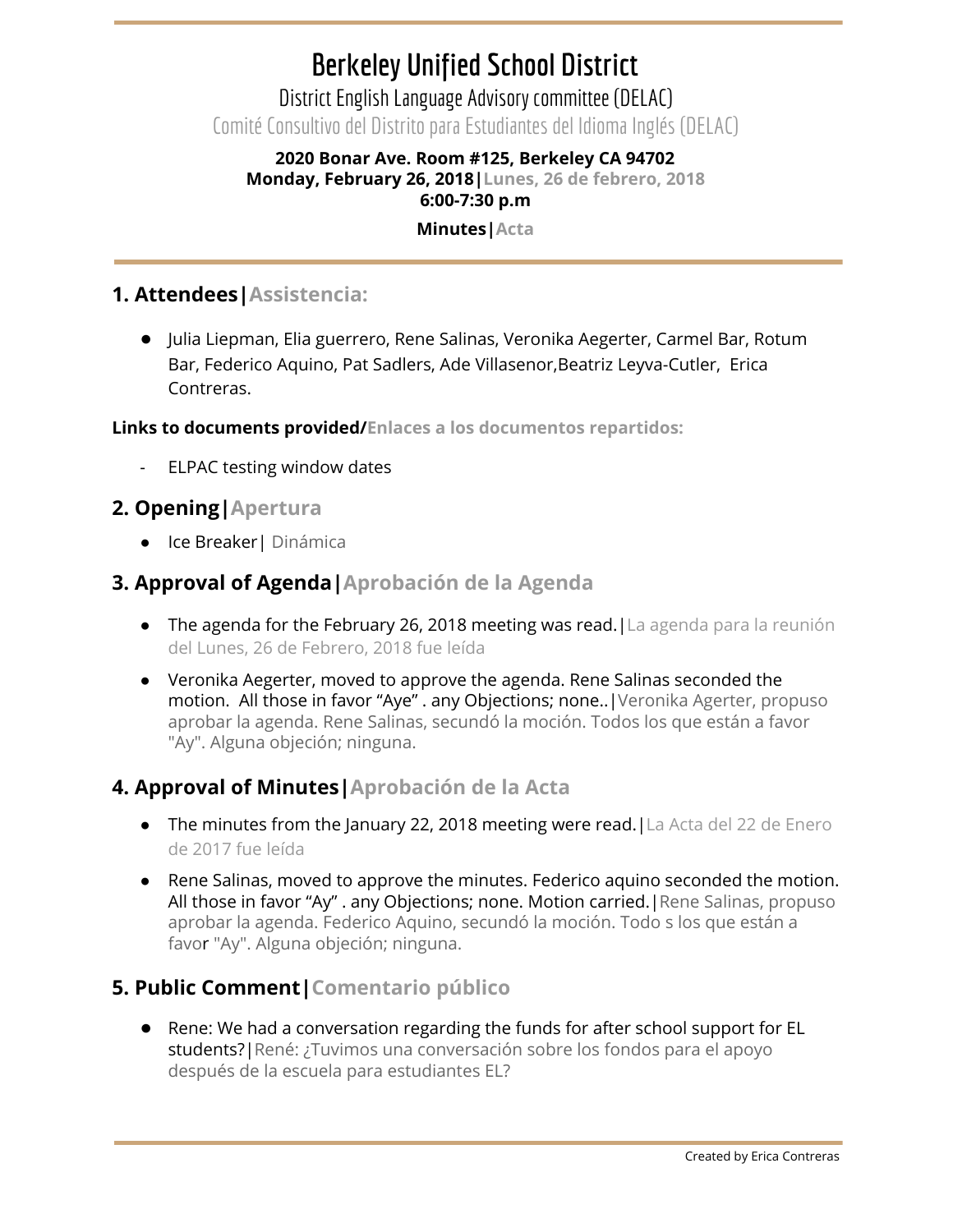# Berkeley Unified School District

District English Language Advisory committee (DELAC)

Comité Consultivo del Distrito para Estudiantes del Idioma Inglés (DELAC)

**2020 Bonar Ave. Room #125, Berkeley CA 94702**
**Monday, February 26, 2018|Lunes, 26 de febrero, 2018**
**6:00-7:30 p.m**

**Minutes|Acta**

## 1. Attendees|Assistencia:

- Julia Liepman, Elia guerrero, Rene Salinas, Veronika Aegerter, Carmel Bar, Rotum Bar, Federico Aquino, Pat Sadlers, Ade Villasenor,Beatriz Leyva-Cutler, Erica Contreras.

**Links to documents provided/Enlaces a los documentos repartidos:**

- ELPAC testing window dates

## 2. Opening|Apertura

- Ice Breaker| Dinámica

## 3. Approval of Agenda|Aprobación de la Agenda

- The agenda for the February 26, 2018 meeting was read.|La agenda para la reunión del Lunes, 26 de Febrero, 2018 fue leída
- Veronika Aegerter, moved to approve the agenda. Rene Salinas seconded the motion. All those in favor "Aye" . any Objections; none..|Veronika Agerter, propuso aprobar la agenda. Rene Salinas, secundó la moción. Todos los que están a favor "Ay". Alguna objeción; ninguna.

## 4. Approval of Minutes|Aprobación de la Acta

- The minutes from the January 22, 2018 meeting were read.|La Acta del 22 de Enero de 2017 fue leída
- Rene Salinas, moved to approve the minutes. Federico aquino seconded the motion. All those in favor "Ay" . any Objections; none. Motion carried.|Rene Salinas, propuso aprobar la agenda. Federico Aquino, secundó la moción. Todo s los que están a favor "Ay". Alguna objeción; ninguna.

## 5. Public Comment|Comentario público

- Rene: We had a conversation regarding the funds for after school support for EL students?|René: ¿Tuvimos una conversación sobre los fondos para el apoyo después de la escuela para estudiantes EL?

Created by Erica Contreras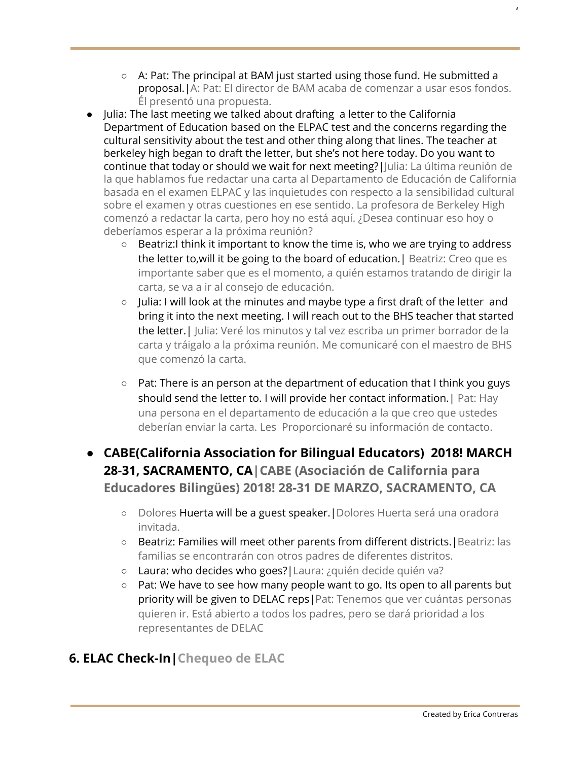- A: Pat: The principal at BAM just started using those fund. He submitted a proposal.|A: Pat: El director de BAM acaba de comenzar a usar esos fondos. Él presentó una propuesta.

- Julia: The last meeting we talked about drafting a letter to the California Department of Education based on the ELPAC test and the concerns regarding the cultural sensitivity about the test and other thing along that lines. The teacher at berkeley high began to draft the letter, but she's not here today. Do you want to continue that today or should we wait for next meeting?|Julia: La última reunión de la que hablamos fue redactar una carta al Departamento de Educación de California basada en el examen ELPAC y las inquietudes con respecto a la sensibilidad cultural sobre el examen y otras cuestiones en ese sentido. La profesora de Berkeley High comenzó a redactar la carta, pero hoy no está aquí. ¿Desea continuar eso hoy o deberíamos esperar a la próxima reunión?
    - Beatriz:I think it important to know the time is, who we are trying to address the letter to,will it be going to the board of education.| Beatriz: Creo que es importante saber que es el momento, a quién estamos tratando de dirigir la carta, se va a ir al consejo de educación.
    - Julia: I will look at the minutes and maybe type a first draft of the letter and bring it into the next meeting. I will reach out to the BHS teacher that started the letter.| Julia: Veré los minutos y tal vez escriba un primer borrador de la carta y tráigalo a la próxima reunión. Me comunicaré con el maestro de BHS que comenzó la carta.
    - Pat: There is an person at the department of education that I think you guys should send the letter to. I will provide her contact information.| Pat: Hay una persona en el departamento de educación a la que creo que ustedes deberían enviar la carta. Les Proporcionaré su información de contacto.

- **CABE(California Association for Bilingual Educators) 2018! MARCH 28-31, SACRAMENTO, CA|CABE (Asociación de California para Educadores Bilingües) 2018! 28-31 DE MARZO, SACRAMENTO, CA**
    - Dolores Huerta will be a guest speaker.|Dolores Huerta será una oradora invitada.
    - Beatriz: Families will meet other parents from different districts.|Beatriz: las familias se encontrarán con otros padres de diferentes distritos.
    - Laura: who decides who goes?|Laura: ¿quién decide quién va?
    - Pat: We have to see how many people want to go. Its open to all parents but priority will be given to DELAC reps|Pat: Tenemos que ver cuántas personas quieren ir. Está abierto a todos los padres, pero se dará prioridad a los representantes de DELAC

## 6. ELAC Check-In|Chequeo de ELAC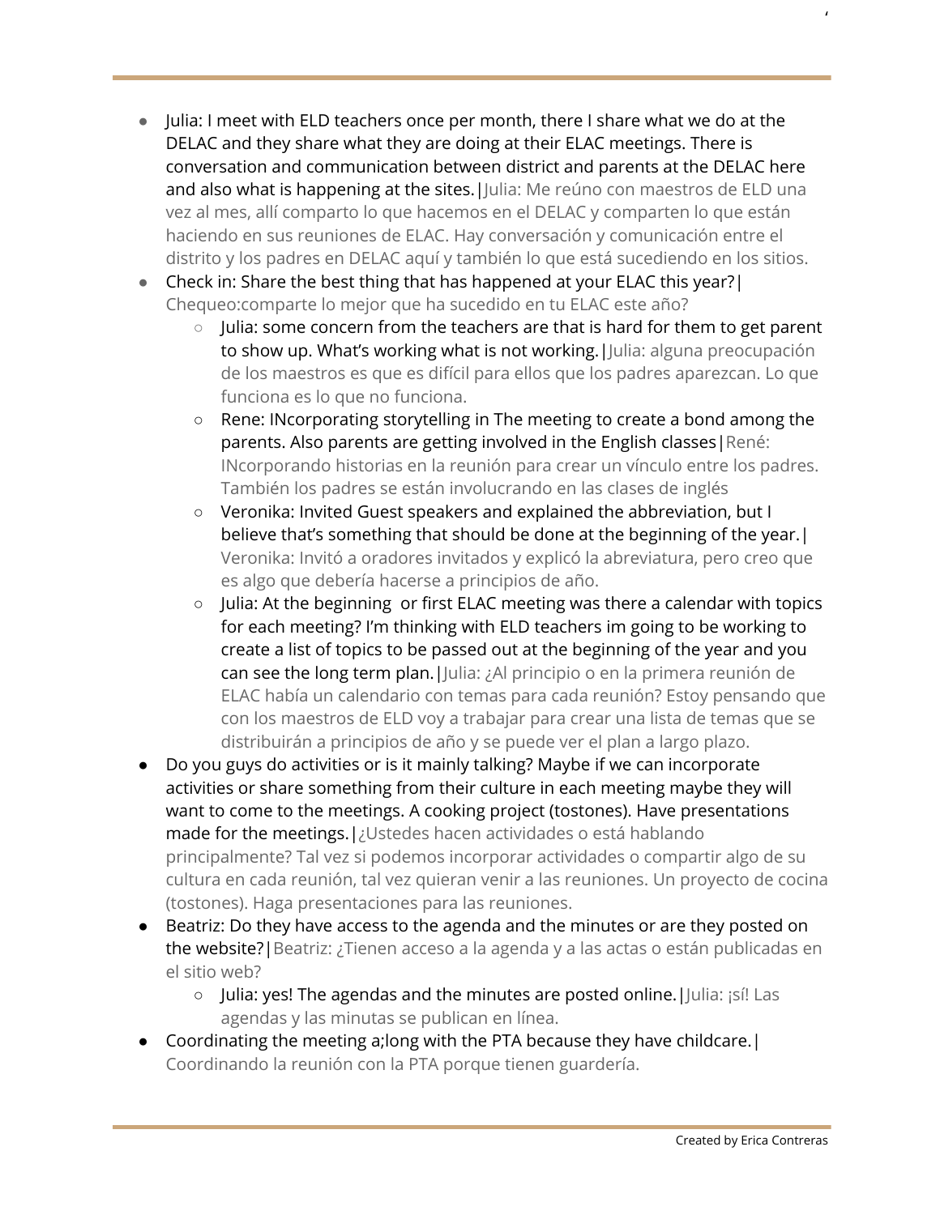- Julia: I meet with ELD teachers once per month, there I share what we do at the DELAC and they share what they are doing at their ELAC meetings. There is conversation and communication between district and parents at the DELAC here and also what is happening at the sites.|Julia: Me reúno con maestros de ELD una vez al mes, allí comparto lo que hacemos en el DELAC y comparten lo que están haciendo en sus reuniones de ELAC. Hay conversación y comunicación entre el distrito y los padres en DELAC aquí y también lo que está sucediendo en los sitios.
- Check in: Share the best thing that has happened at your ELAC this year?| Chequeo:comparte lo mejor que ha sucedido en tu ELAC este año?
  - Julia: some concern from the teachers are that is hard for them to get parent to show up. What's working what is not working.|Julia: alguna preocupación de los maestros es que es difícil para ellos que los padres aparezcan. Lo que funciona es lo que no funciona.
  - Rene: INcorporating storytelling in The meeting to create a bond among the parents. Also parents are getting involved in the English classes|René: INcorporando historias en la reunión para crear un vínculo entre los padres. También los padres se están involucrando en las clases de inglés
  - Veronika: Invited Guest speakers and explained the abbreviation, but I believe that's something that should be done at the beginning of the year.| Veronika: Invitó a oradores invitados y explicó la abreviatura, pero creo que es algo que debería hacerse a principios de año.
  - Julia: At the beginning or first ELAC meeting was there a calendar with topics for each meeting? I'm thinking with ELD teachers im going to be working to create a list of topics to be passed out at the beginning of the year and you can see the long term plan.|Julia: ¿Al principio o en la primera reunión de ELAC había un calendario con temas para cada reunión? Estoy pensando que con los maestros de ELD voy a trabajar para crear una lista de temas que se distribuirán a principios de año y se puede ver el plan a largo plazo.
- Do you guys do activities or is it mainly talking? Maybe if we can incorporate activities or share something from their culture in each meeting maybe they will want to come to the meetings. A cooking project (tostones). Have presentations made for the meetings.|¿Ustedes hacen actividades o está hablando principalmente? Tal vez si podemos incorporar actividades o compartir algo de su cultura en cada reunión, tal vez quieran venir a las reuniones. Un proyecto de cocina (tostones). Haga presentaciones para las reuniones.
- Beatriz: Do they have access to the agenda and the minutes or are they posted on the website?|Beatriz: ¿Tienen acceso a la agenda y a las actas o están publicadas en el sitio web?
  - Julia: yes! The agendas and the minutes are posted online.|Julia: ¡sí! Las agendas y las minutas se publican en línea.
- Coordinating the meeting a;long with the PTA because they have childcare.| Coordinando la reunión con la PTA porque tienen guardería.

Created by Erica Contreras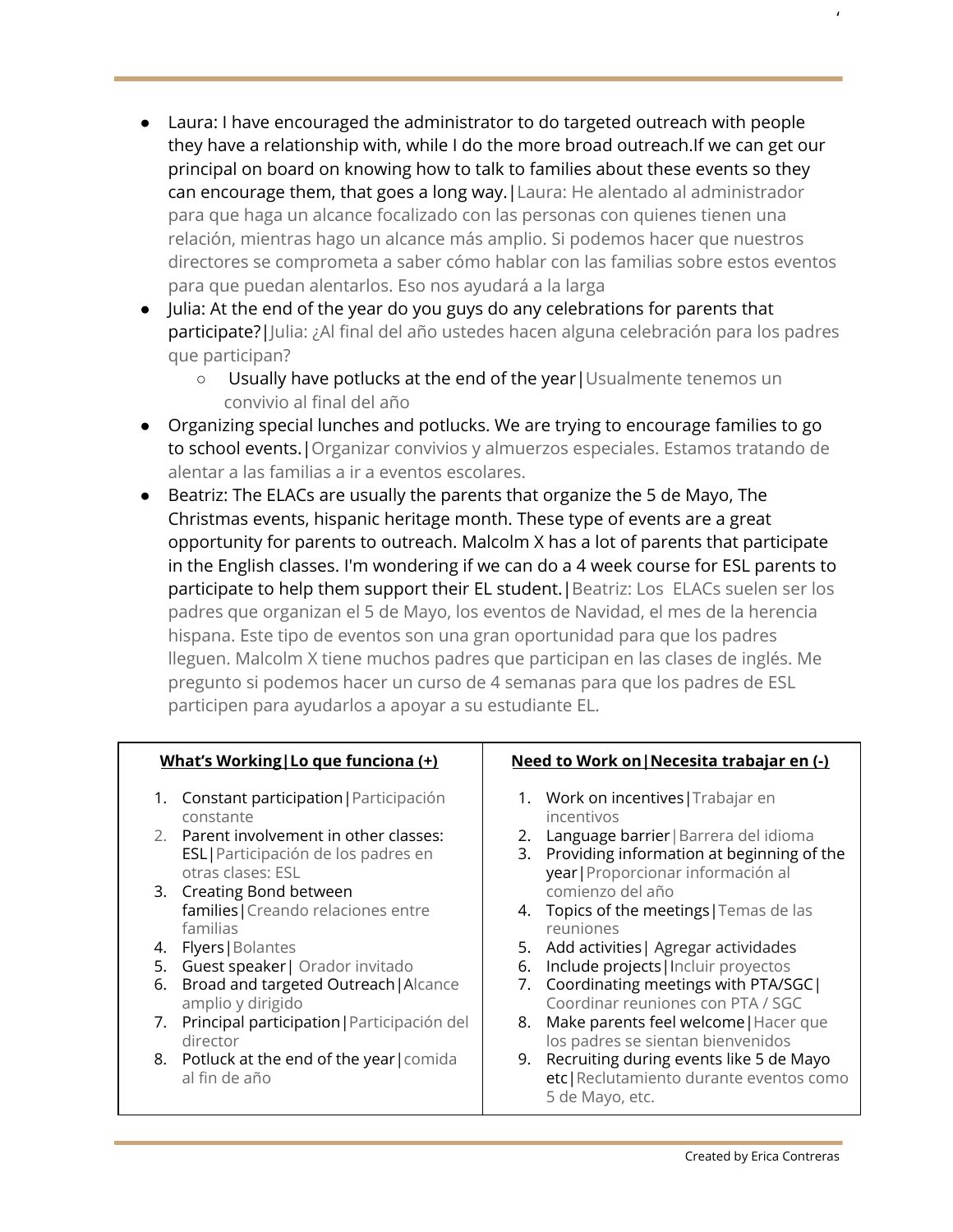- Laura: I have encouraged the administrator to do targeted outreach with people they have a relationship with, while I do the more broad outreach.If we can get our principal on board on knowing how to talk to families about these events so they can encourage them, that goes a long way.|Laura: He alentado al administrador para que haga un alcance focalizado con las personas con quienes tienen una relación, mientras hago un alcance más amplio. Si podemos hacer que nuestros directores se comprometa a saber cómo hablar con las familias sobre estos eventos para que puedan alentarlos. Eso nos ayudará a la larga
- Julia: At the end of the year do you guys do any celebrations for parents that participate?|Julia: ¿Al final del año ustedes hacen alguna celebración para los padres que participan?
  - Usually have potlucks at the end of the year|Usualmente tenemos un convivio al final del año
- Organizing special lunches and potlucks. We are trying to encourage families to go to school events.|Organizar convivios y almuerzos especiales. Estamos tratando de alentar a las familias a ir a eventos escolares.
- Beatriz: The ELACs are usually the parents that organize the 5 de Mayo, The Christmas events, hispanic heritage month. These type of events are a great opportunity for parents to outreach. Malcolm X has a lot of parents that participate in the English classes. I'm wondering if we can do a 4 week course for ESL parents to participate to help them support their EL student.|Beatriz: Los ELACs suelen ser los padres que organizan el 5 de Mayo, los eventos de Navidad, el mes de la herencia hispana. Este tipo de eventos son una gran oportunidad para que los padres lleguen. Malcolm X tiene muchos padres que participan en las clases de inglés. Me pregunto si podemos hacer un curso de 4 semanas para que los padres de ESL participen para ayudarlos a apoyar a su estudiante EL.

| **What's Working\|Lo que funciona (+)** | **Need to Work on\|Necesita trabajar en (-)** |
|---|---|
| 1. Constant participation\|Participación constante<br>2. Parent involvement in other classes: ESL\|Participación de los padres en otras clases: ESL<br>3. Creating Bond between families\|Creando relaciones entre familias<br>4. Flyers\|Bolantes<br>5. Guest speaker\| Orador invitado<br>6. Broad and targeted Outreach\|Alcance amplio y dirigido<br>7. Principal participation\|Participación del director<br>8. Potluck at the end of the year\|comida al fin de año | 1. Work on incentives\|Trabajar en incentivos<br>2. Language barrier\|Barrera del idioma<br>3. Providing information at beginning of the year\|Proporcionar información al comienzo del año<br>4. Topics of the meetings\|Temas de las reuniones<br>5. Add activities\| Agregar actividades<br>6. Include projects\|Incluir proyectos<br>7. Coordinating meetings with PTA/SGC\| Coordinar reuniones con PTA / SGC<br>8. Make parents feel welcome\|Hacer que los padres se sientan bienvenidos<br>9. Recruiting during events like 5 de Mayo etc\|Reclutamiento durante eventos como 5 de Mayo, etc. |

Created by Erica Contreras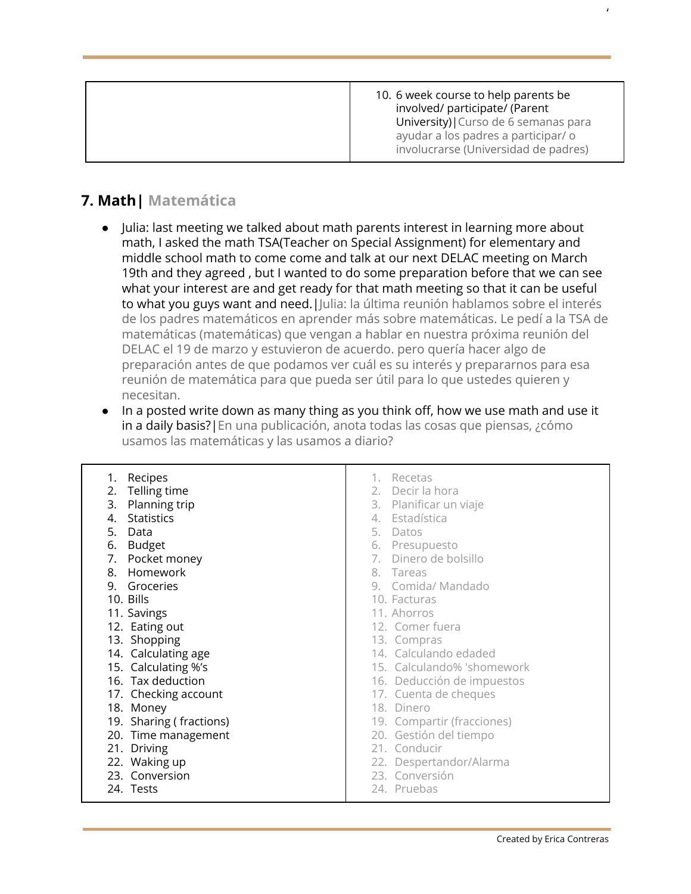| | |
|---|---|
| | 10. 6 week course to help parents be involved/ participate/ (Parent University)\|Curso de 6 semanas para ayudar a los padres a participar/ o involucrarse (Universidad de padres) |

## 7. Math| Matemática

- Julia: last meeting we talked about math parents interest in learning more about math, I asked the math TSA(Teacher on Special Assignment) for elementary and middle school math to come come and talk at our next DELAC meeting on March 19th and they agreed , but I wanted to do some preparation before that we can see what your interest are and get ready for that math meeting so that it can be useful to what you guys want and need.|Julia: la última reunión hablamos sobre el interés de los padres matemáticos en aprender más sobre matemáticas. Le pedí a la TSA de matemáticas (matemáticas) que vengan a hablar en nuestra próxima reunión del DELAC el 19 de marzo y estuvieron de acuerdo. pero quería hacer algo de preparación antes de que podamos ver cuál es su interés y prepararnos para esa reunión de matemática para que pueda ser útil para lo que ustedes quieren y necesitan.
- In a posted write down as many thing as you think off, how we use math and use it in a daily basis?|En una publicación, anota todas las cosas que piensas, ¿cómo usamos las matemáticas y las usamos a diario?

| | |
|---|---|
| 1. Recipes | 1. Recetas |
| 2. Telling time | 2. Decir la hora |
| 3. Planning trip | 3. Planificar un viaje |
| 4. Statistics | 4. Estadística |
| 5. Data | 5. Datos |
| 6. Budget | 6. Presupuesto |
| 7. Pocket money | 7. Dinero de bolsillo |
| 8. Homework | 8. Tareas |
| 9. Groceries | 9. Comida/ Mandado |
| 10. Bills | 10. Facturas |
| 11. Savings | 11. Ahorros |
| 12. Eating out | 12. Comer fuera |
| 13. Shopping | 13. Compras |
| 14. Calculating age | 14. Calculando edaded |
| 15. Calculating %'s | 15. Calculando% 'showework |
| 16. Tax deduction | 16. Deducción de impuestos |
| 17. Checking account | 17. Cuenta de cheques |
| 18. Money | 18. Dinero |
| 19. Sharing ( fractions) | 19. Compartir (fracciones) |
| 20. Time management | 20. Gestión del tiempo |
| 21. Driving | 21. Conducir |
| 22. Waking up | 22. Despertandor/Alarma |
| 23. Conversion | 23. Conversión |
| 24. Tests | 24. Pruebas |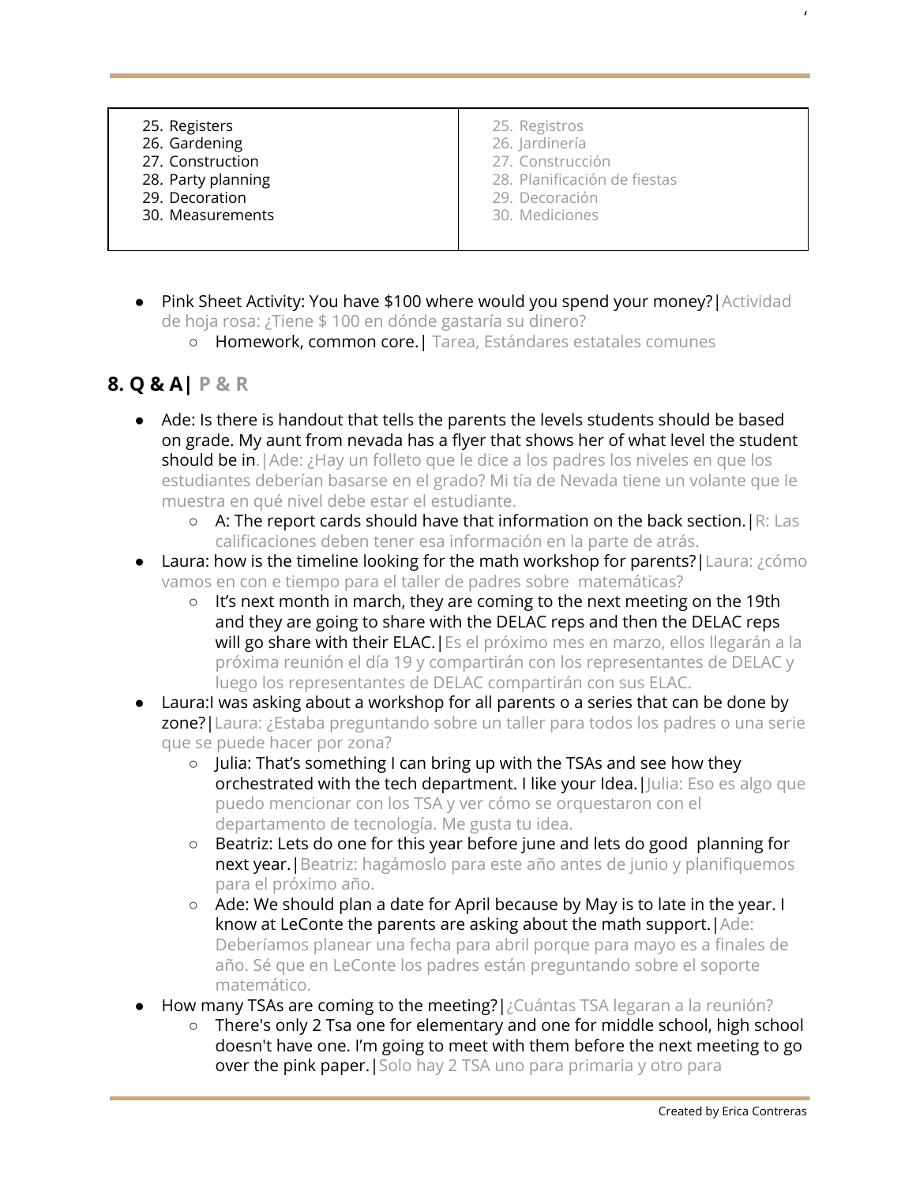| | |
|---|---|
| 25. Registers<br>26. Gardening<br>27. Construction<br>28. Party planning<br>29. Decoration<br>30. Measurements | 25. Registros<br>26. Jardinería<br>27. Construcción<br>28. Planificación de fiestas<br>29. Decoración<br>30. Mediciones |

- Pink Sheet Activity: You have $100 where would you spend your money?| Actividad de hoja rosa: ¿Tiene $ 100 en dónde gastaría su dinero?
  - Homework, common core.| Tarea, Estándares estatales comunes

## 8. Q & A| P & R

- Ade: Is there is handout that tells the parents the levels students should be based on grade. My aunt from nevada has a flyer that shows her of what level the student should be in.| Ade: ¿Hay un folleto que le dice a los padres los niveles en que los estudiantes deberían basarse en el grado? Mi tía de Nevada tiene un volante que le muestra en qué nivel debe estar el estudiante.
  - A: The report cards should have that information on the back section.| R: Las calificaciones deben tener esa información en la parte de atrás.
- Laura: how is the timeline looking for the math workshop for parents?| Laura: ¿cómo vamos en con e tiempo para el taller de padres sobre matemáticas?
  - It's next month in march, they are coming to the next meeting on the 19th and they are going to share with the DELAC reps and then the DELAC reps will go share with their ELAC.| Es el próximo mes en marzo, ellos llegarán a la próxima reunión el día 19 y compartirán con los representantes de DELAC y luego los representantes de DELAC compartirán con sus ELAC.
- Laura:I was asking about a workshop for all parents o a series that can be done by zone?| Laura: ¿Estaba preguntando sobre un taller para todos los padres o una serie que se puede hacer por zona?
  - Julia: That's something I can bring up with the TSAs and see how they orchestrated with the tech department. I like your Idea.| Julia: Eso es algo que puedo mencionar con los TSA y ver cómo se orquestaron con el departamento de tecnología. Me gusta tu idea.
  - Beatriz: Lets do one for this year before june and lets do good planning for next year.| Beatriz: hagámoslo para este año antes de junio y planifiquemos para el próximo año.
  - Ade: We should plan a date for April because by May is to late in the year. I know at LeConte the parents are asking about the math support.| Ade: Deberíamos planear una fecha para abril porque para mayo es a finales de año. Sé que en LeConte los padres están preguntando sobre el soporte matemático.
- How many TSAs are coming to the meeting?| ¿Cuántas TSA legaran a la reunión?
  - There's only 2 Tsa one for elementary and one for middle school, high school doesn't have one. I'm going to meet with them before the next meeting to go over the pink paper.| Solo hay 2 TSA uno para primaria y otro para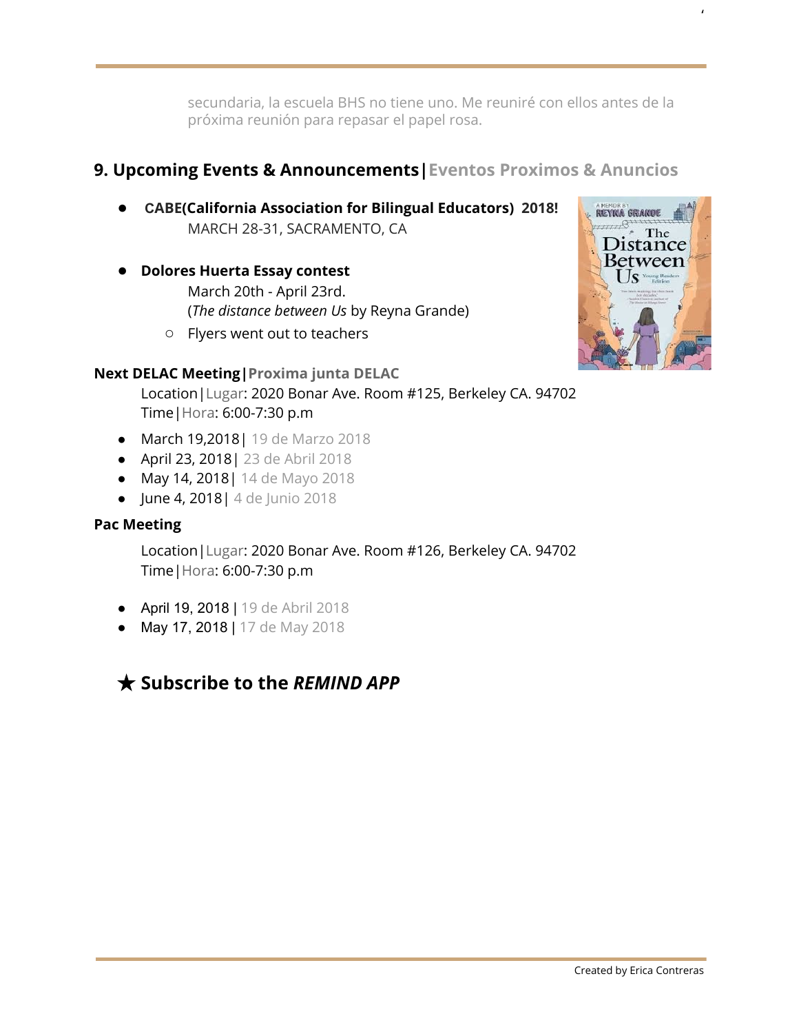secundaria, la escuela BHS no tiene uno. Me reuniré con ellos antes de la próxima reunión para repasar el papel rosa.

## 9. Upcoming Events & Announcements|Eventos Proximos & Anuncios

- **CABE(California Association for Bilingual Educators) 2018!**
  MARCH 28-31, SACRAMENTO, CA

- **Dolores Huerta Essay contest**
  March 20th - April 23rd.
  (*The distance between Us* by Reyna Grande)
  - Flyers went out to teachers

**Next DELAC Meeting|Proxima junta DELAC**

Location|Lugar: 2020 Bonar Ave. Room #125, Berkeley CA. 94702
Time|Hora: 6:00-7:30 p.m

- March 19,2018| 19 de Marzo 2018
- April 23, 2018| 23 de Abril 2018
- May 14, 2018| 14 de Mayo 2018
- June 4, 2018| 4 de Junio 2018

**Pac Meeting**

Location|Lugar: 2020 Bonar Ave. Room #126, Berkeley CA. 94702
Time|Hora: 6:00-7:30 p.m

- April 19, 2018 | 19 de Abril 2018
- May 17, 2018 | 17 de May 2018

★ **Subscribe to the *REMIND APP***